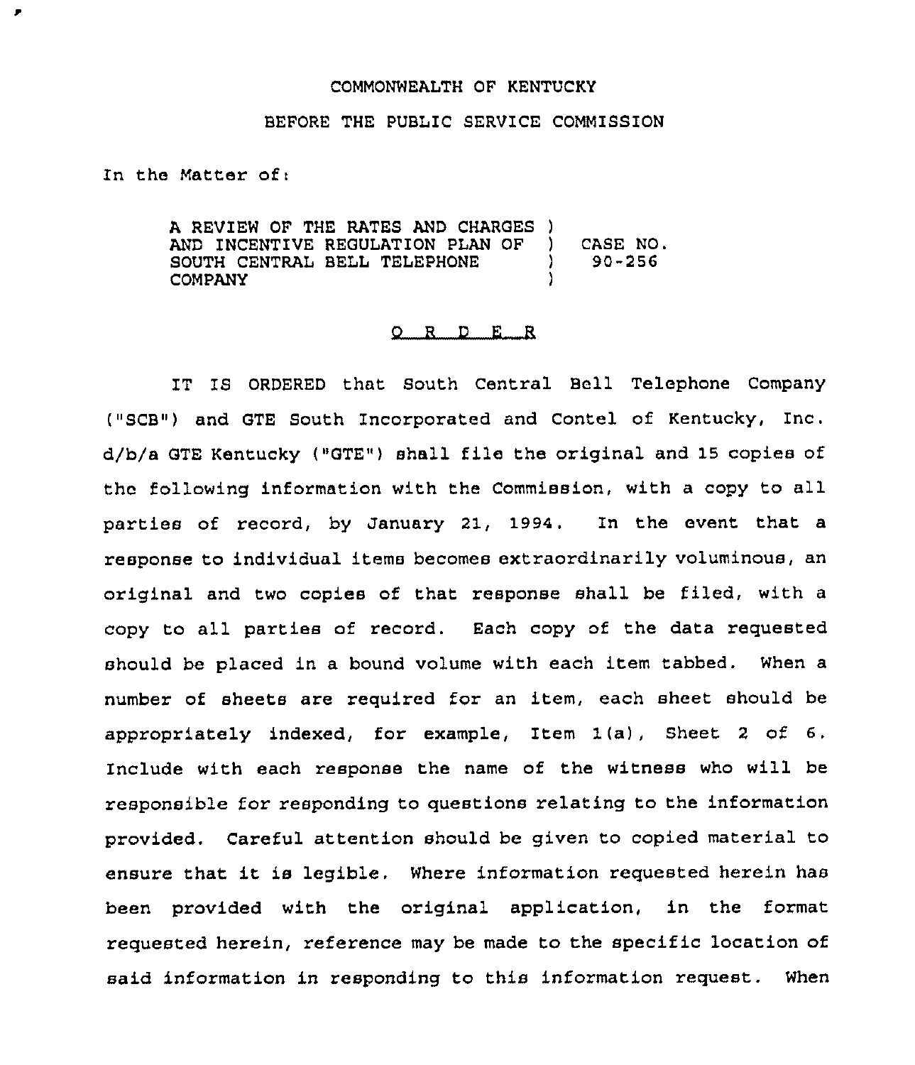COMMONWEALTH OF KENTUCKY

BEFORE THE PUBLIC SERVICE COMMISSION

In the Matter of:

| | | |
|---|---|---|
| A REVIEW OF THE RATES AND CHARGES AND INCENTIVE REGULATION PLAN OF SOUTH CENTRAL BELL TELEPHONE COMPANY | ) ) ) ) | CASE NO. 90-256 |

# O R D E R

IT IS ORDERED that South Central Bell Telephone Company ("SCB") and GTE South Incorporated and Contel of Kentucky, Inc. d/b/a GTE Kentucky ("GTE") shall file the original and 15 copies of the following information with the Commission, with a copy to all parties of record, by January 21, 1994. In the event that a response to individual items becomes extraordinarily voluminous, an original and two copies of that response shall be filed, with a copy to all parties of record. Each copy of the data requested should be placed in a bound volume with each item tabbed. When a number of sheets are required for an item, each sheet should be appropriately indexed, for example, Item 1(a), Sheet 2 of 6. Include with each response the name of the witness who will be responsible for responding to questions relating to the information provided. Careful attention should be given to copied material to ensure that it is legible. Where information requested herein has been provided with the original application, in the format requested herein, reference may be made to the specific location of said information in responding to this information request. When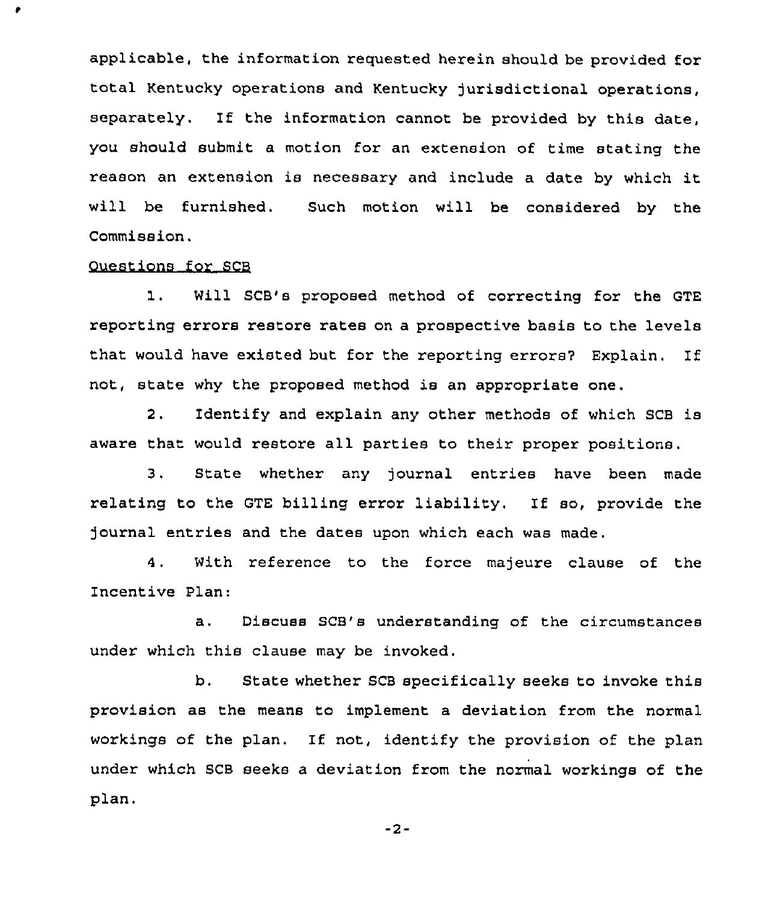applicable, the information requested herein should be provided for total Kentucky operations and Kentucky jurisdictional operations, separately. If the information cannot be provided by this date, you should submit a motion for an extension of time stating the reason an extension is necessary and include a date by which it will be furnished. Such motion will be considered by the Commission.

Questions for SCB

1. Will SCB's proposed method of correcting for the GTE reporting errors restore rates on a prospective basis to the levels that would have existed but for the reporting errors? Explain. If not, state why the proposed method is an appropriate one.

2. Identify and explain any other methods of which SCB is aware that would restore all parties to their proper positions.

3. State whether any journal entries have been made relating to the GTE billing error liability. If so, provide the journal entries and the dates upon which each was made.

4. With reference to the force majeure clause of the Incentive Plan:

   a. Discuss SCB's understanding of the circumstances under which this clause may be invoked.

   b. State whether SCB specifically seeks to invoke this provision as the means to implement a deviation from the normal workings of the plan. If not, identify the provision of the plan under which SCB seeks a deviation from the normal workings of the plan.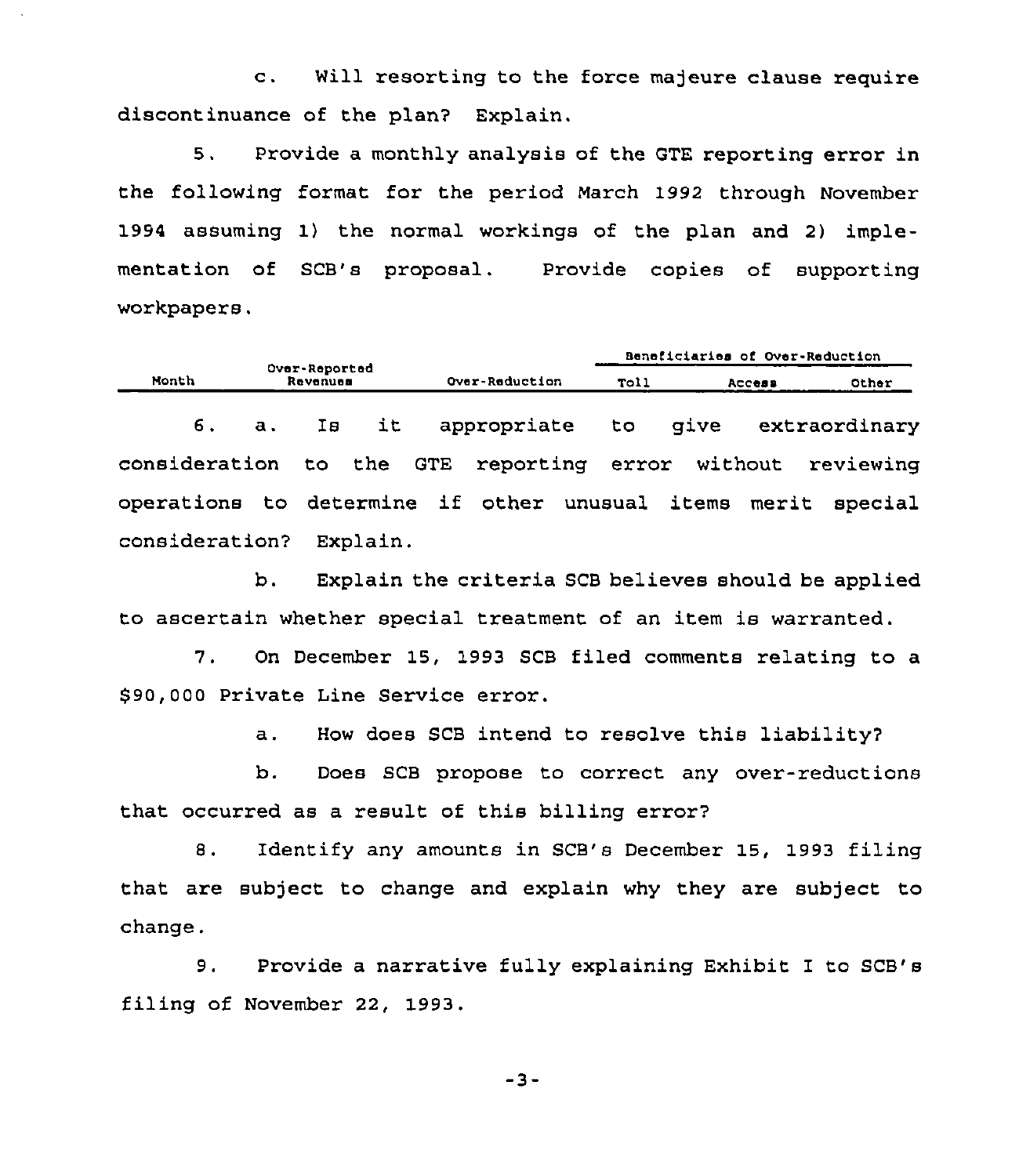c. Will resorting to the force majeure clause require discontinuance of the plan? Explain.

5. Provide a monthly analysis of the GTE reporting error in the following format for the period March 1992 through November 1994 assuming 1) the normal workings of the plan and 2) implementation of SCB's proposal. Provide copies of supporting workpapers.

| | | | Beneficiaries of Over-Reduction | | |
|---|---|---|---|---|---|
| Month | Over-Reported Revenues | Over-Reduction | Toll | Access | Other |

6. a. Is it appropriate to give extraordinary consideration to the GTE reporting error without reviewing operations to determine if other unusual items merit special consideration? Explain.

b. Explain the criteria SCB believes should be applied to ascertain whether special treatment of an item is warranted.

7. On December 15, 1993 SCB filed comments relating to a $90,000 Private Line Service error.

a. How does SCB intend to resolve this liability?

b. Does SCB propose to correct any over-reductions that occurred as a result of this billing error?

8. Identify any amounts in SCB's December 15, 1993 filing that are subject to change and explain why they are subject to change.

9. Provide a narrative fully explaining Exhibit I to SCB's filing of November 22, 1993.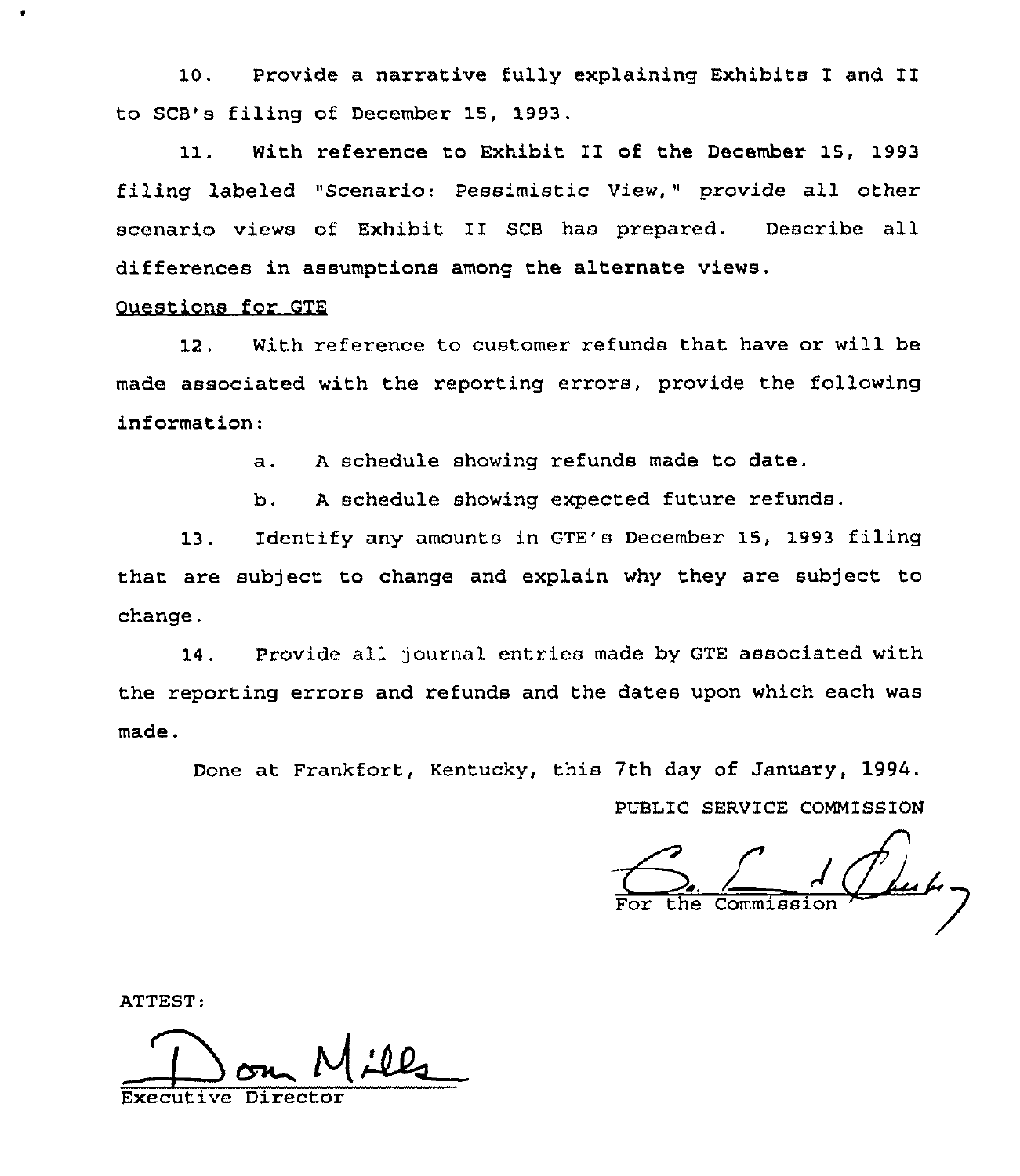10. Provide a narrative fully explaining Exhibits I and II to SCB's filing of December 15, 1993.

11. With reference to Exhibit II of the December 15, 1993 filing labeled "Scenario: Pessimistic View," provide all other scenario views of Exhibit II SCB has prepared. Describe all differences in assumptions among the alternate views.

Questions for GTE

12. With reference to customer refunds that have or will be made associated with the reporting errors, provide the following information:

a. A schedule showing refunds made to date.

b. A schedule showing expected future refunds.

13. Identify any amounts in GTE's December 15, 1993 filing that are subject to change and explain why they are subject to change.

14. Provide all journal entries made by GTE associated with the reporting errors and refunds and the dates upon which each was made.

Done at Frankfort, Kentucky, this 7th day of January, 1994.

PUBLIC SERVICE COMMISSION

For the Commission

ATTEST:

Executive Director